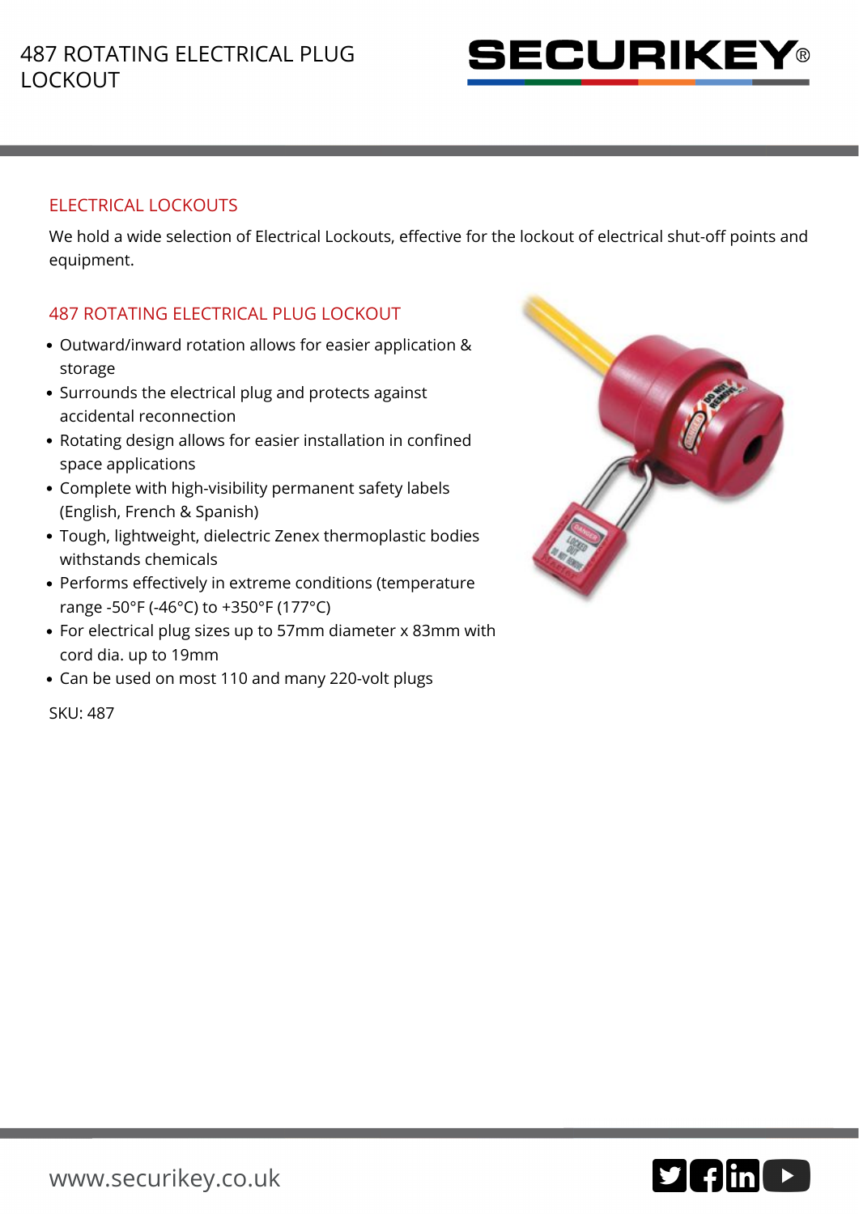# 487 ROTATING ELECTRICAL PLUG LOCKOUT

## ELECTRICAL LOCKOUTS

We hold a wide selection of Electrical Lockouts, effective for the lockout of electrical shut-off points and equipment.

## 487 ROTATING ELECTRICAL PLUG LOCKOUT

- Outward/inward rotation allows for easier application & storage
- Surrounds the electrical plug and protects against accidental reconnection
- Rotating design allows for easier installation in confined space applications
- Complete with high-visibility permanent safety labels (English, French & Spanish)
- Tough, lightweight, dielectric Zenex thermoplastic bodies withstands chemicals
- Performs effectively in extreme conditions (temperature range -50°F (-46°C) to +350°F (177°C)
- For electrical plug sizes up to 57mm diameter x 83mm with cord dia. up to 19mm
- Can be used on most 110 and many 220-volt plugs

SKU: 487

www.securikey.co.uk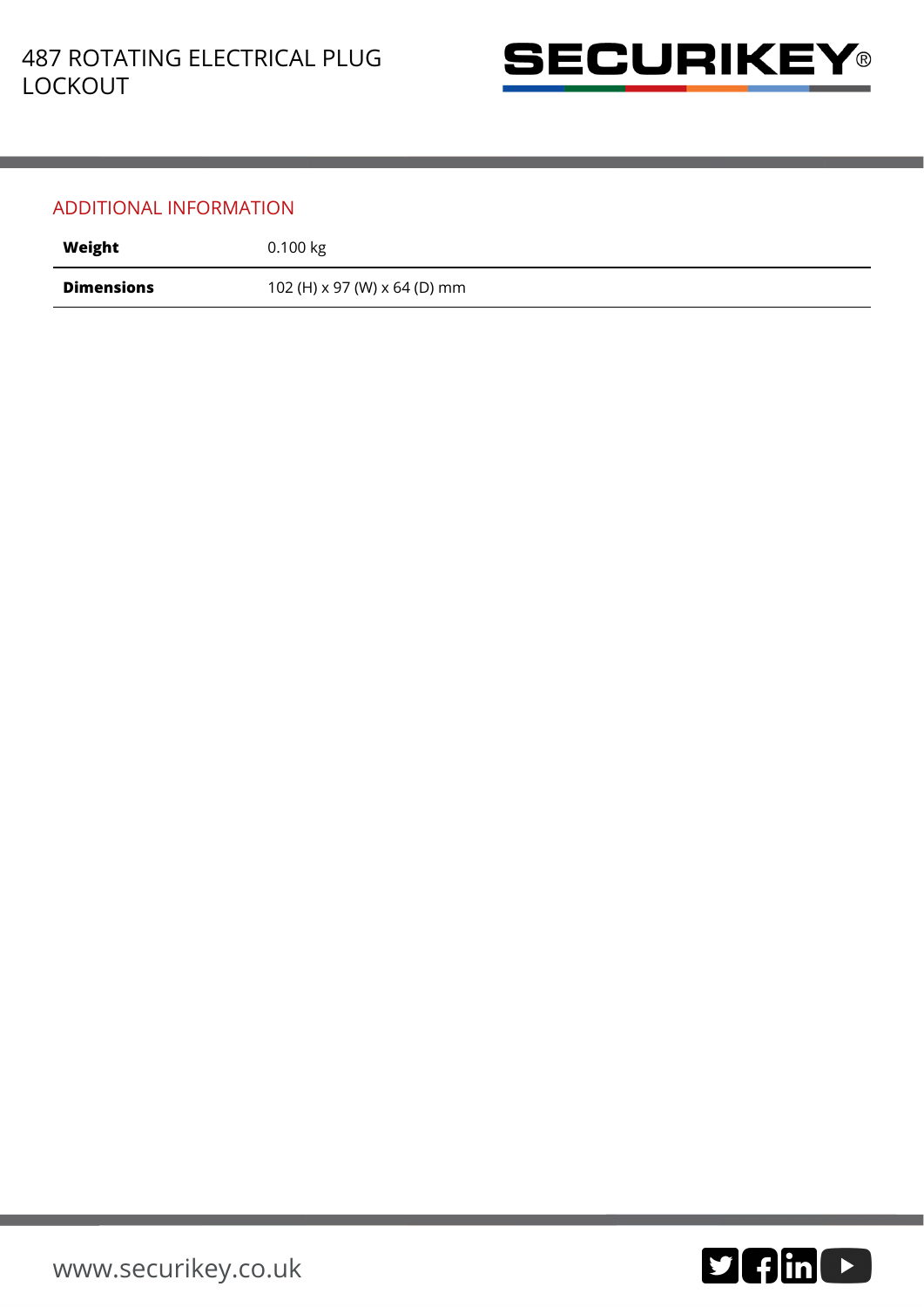## ADDITIONAL INFORMATION

| | |
|---|---|
| **Weight** | 0.100 kg |
| **Dimensions** | 102 (H) x 97 (W) x 64 (D) mm |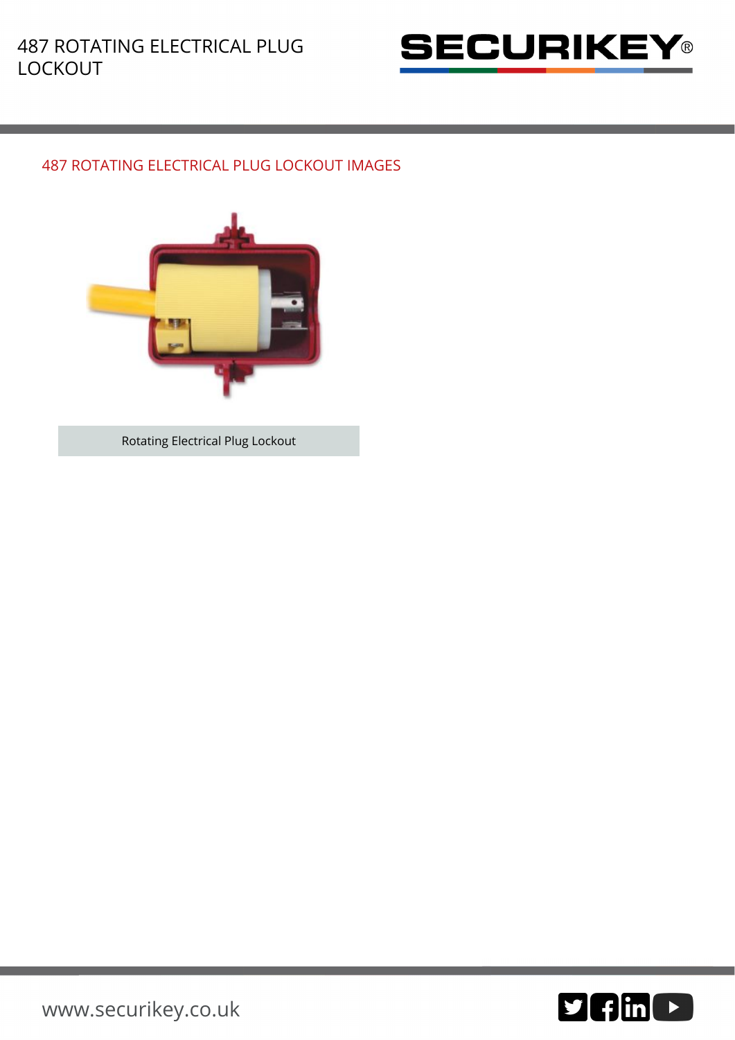## 487 ROTATING ELECTRICAL PLUG LOCKOUT IMAGES

Rotating Electrical Plug Lockout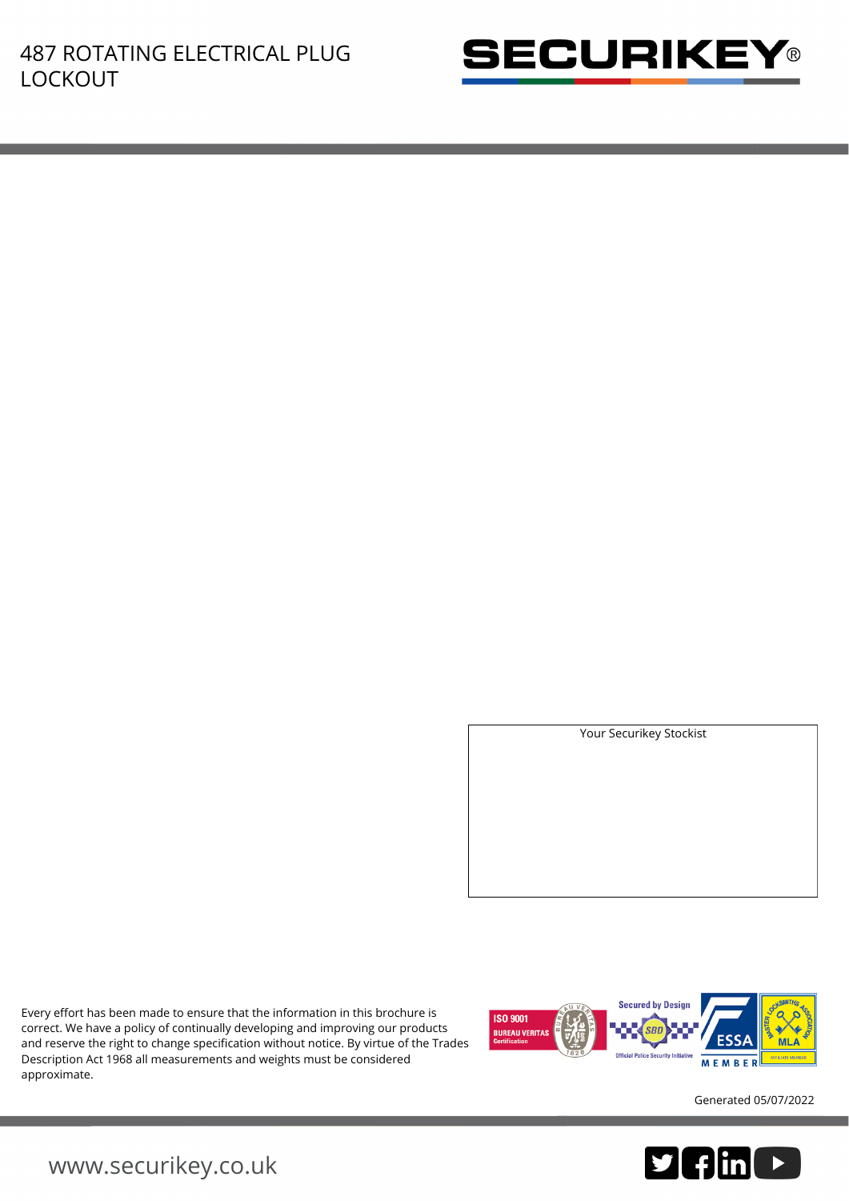# 487 ROTATING ELECTRICAL PLUG LOCKOUT

Your Securikey Stockist

Every effort has been made to ensure that the information in this brochure is correct. We have a policy of continually developing and improving our products and reserve the right to change specification without notice. By virtue of the Trades Description Act 1968 all measurements and weights must be considered approximate.

Generated 05/07/2022

www.securikey.co.uk